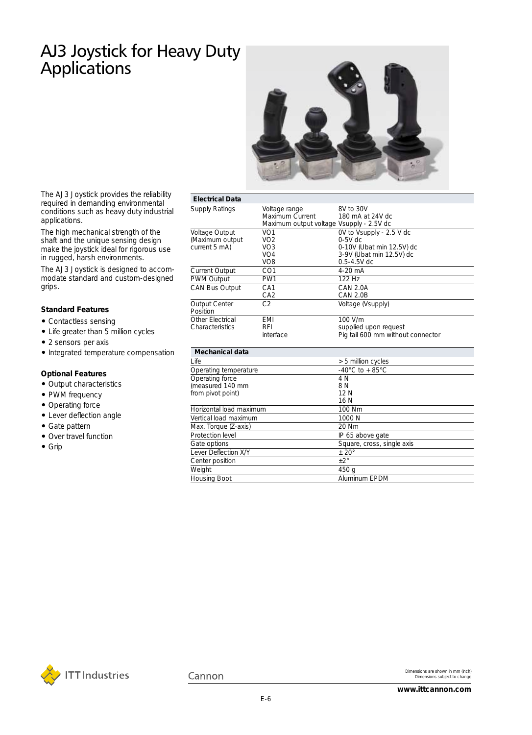# AJ3 Joystick for Heavy Duty Applications

The AJ3 Joystick provides the reliability required in demanding environmental conditions such as heavy duty industrial applications.

The high mechanical strength of the shaft and the unique sensing design make the joystick ideal for rigorous use in rugged, harsh environments.

The AJ3 Joystick is designed to accommodate standard and custom-designed grips.

### Standard Features

- Contactless sensing
- Life greater than 5 million cycles
- 2 sensors per axis
- Integrated temperature compensation

### Optional Features

- Output characteristics
- PWM frequency
- Operating force
- Lever deflection angle
- Gate pattern
- Over travel function
- Grip

| Electrical Data | | |
|---|---|---|
| Supply Ratings | Voltage range<br>Maximum Current<br>Maximum output voltage | 8V to 30V<br>180 mA at 24V dc<br>Vsupply - 2.5V dc |
| Voltage Output (Maximum output current 5 mA) | VO1<br>VO2<br>VO3<br>VO4<br>VO8 | 0V to Vsupply - 2.5 V dc<br>0-5V dc<br>0-10V (Ubat min 12.5V) dc<br>3-9V (Ubat min 12.5V) dc<br>0.5-4.5V dc |
| Current Output | CO1 | 4-20 mA |
| PWM Output | PW1 | 122 Hz |
| CAN Bus Output | CA1<br>CA2 | CAN 2.0A<br>CAN 2.0B |
| Output Center Position | C2 | Voltage (Vsupply) |
| Other Electrical Characteristics | EMI<br>RFI<br>interface | 100 V/m<br>supplied upon request<br>Pig tail 600 mm without connector |

| Mechanical data | |
|---|---|
| Life | > 5 million cycles |
| Operating temperature | -40°C to + 85°C |
| Operating force (measured 140 mm from pivot point) | 4 N<br>8 N<br>12 N<br>16 N |
| Horizontal load maximum | 100 Nm |
| Vertical load maximum | 1000 N |
| Max. Torque (Z-axis) | 20 Nm |
| Protection level | IP 65 above gate |
| Gate options | Square, cross, single axis |
| Lever Deflection X/Y | ± 20° |
| Center position | ±2° |
| Weight | 450 g |
| Housing Boot | Aluminum EPDM |

Dimensions are shown in mm (inch)
Dimensions subject to change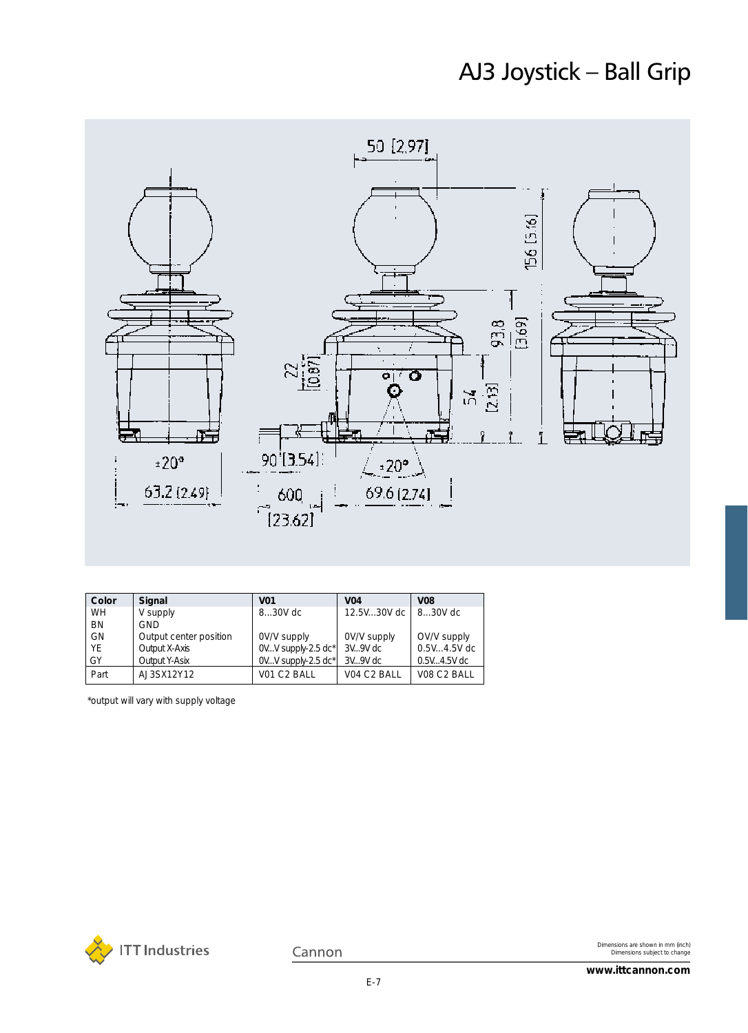# AJ3 Joystick – Ball Grip

| Color | Signal | V01 | V04 | V08 |
|---|---|---|---|---|
| WH | V supply | 8...30V dc | 12.5V...30V dc | 8...30V dc |
| BN | GND | | | |
| GN | Output center position | 0V/V supply | 0V/V supply | OV/V supply |
| YE | Output X-Axis | 0V...V supply-2.5 dc* | 3V...9V dc | 0.5V...4.5V dc |
| GY | Output Y-Asix | 0V...V supply-2.5 dc* | 3V...9V dc | 0.5V...4.5V dc |
| Part | AJ3SX12Y12 | V01 C2 BALL | V04 C2 BALL | V08 C2 BALL |

*output will vary with supply voltage

Dimensions are shown in mm (inch)
Dimensions subject to change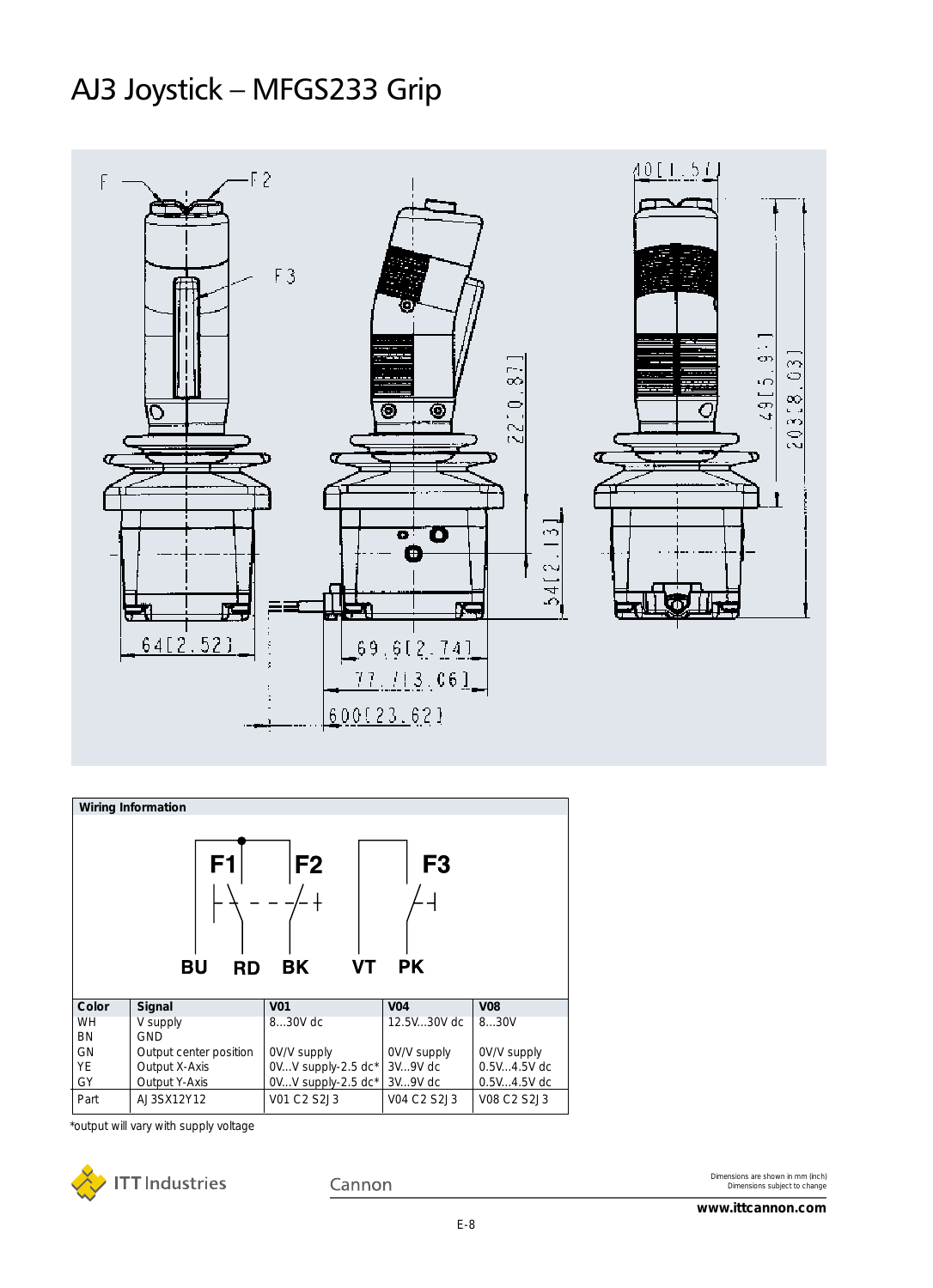# AJ3 Joystick – MFGS233 Grip

F F2 F3

40[1.57]

22[0.87]

49[5.9]

203[8.03]

54[2.13]

64[2.52]

69.6[2.74]

77.7[3.06]

600[23.62]

**Wiring Information**

F1 F2 F3

BU RD BK VT PK

| Color | Signal | V01 | V04 | V08 |
|---|---|---|---|---|
| WH | V supply | 8...30V dc | 12.5V...30V dc | 8...30V |
| BN | GND | | | |
| GN | Output center position | 0V/V supply | 0V/V supply | 0V/V supply |
| YE | Output X-Axis | 0V...V supply-2.5 dc* | 3V...9V dc | 0.5V...4.5V dc |
| GY | Output Y-Axis | 0V...V supply-2.5 dc* | 3V...9V dc | 0.5V...4.5V dc |
| Part | AJ3SX12Y12 | V01 C2 S2J3 | V04 C2 S2J3 | V08 C2 S2J3 |

*output will vary with supply voltage

ITT Industries

Cannon

Dimensions are shown in mm (inch)
Dimensions subject to change

www.ittcannon.com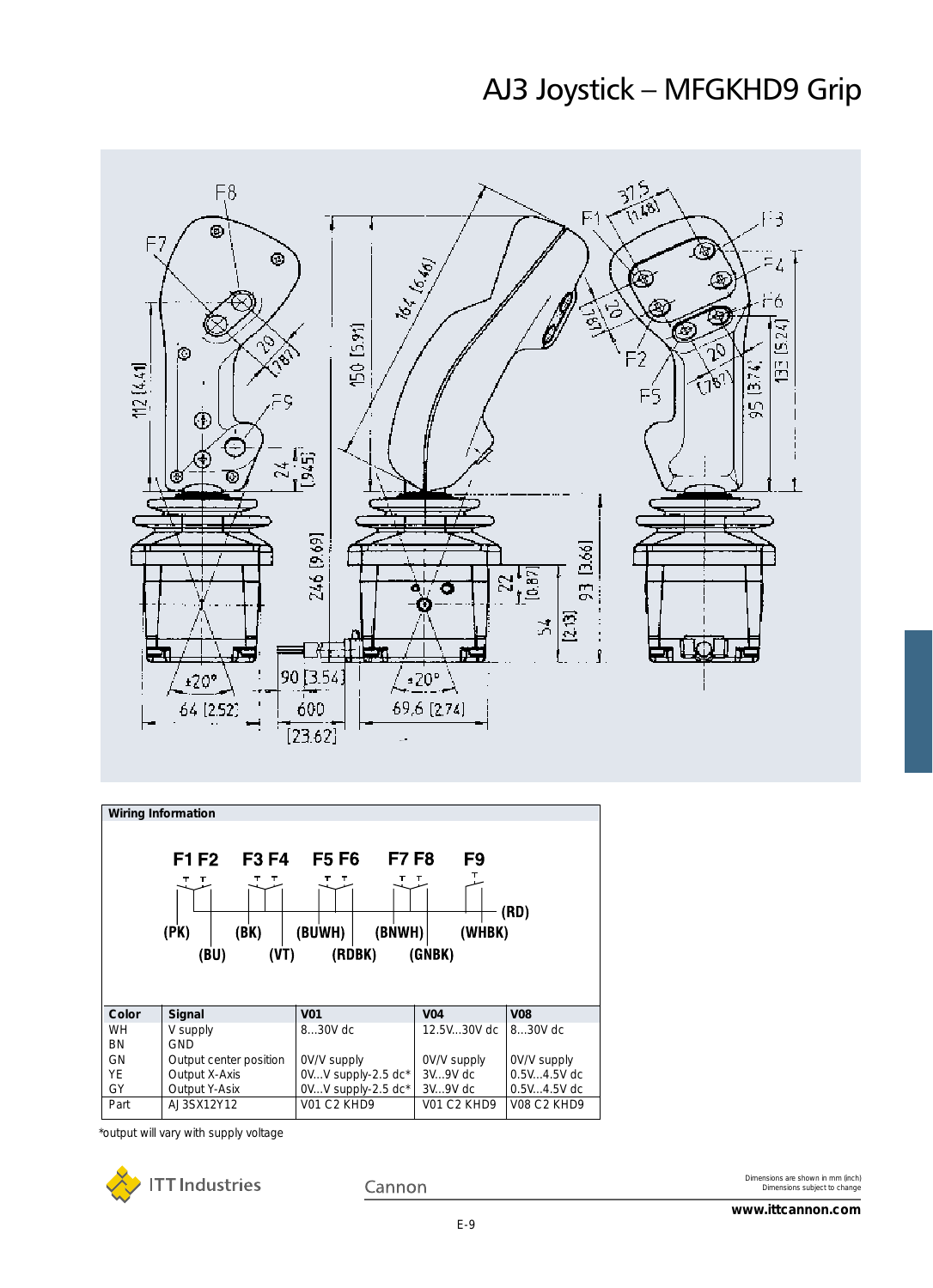# AJ3 Joystick – MFGKHD9 Grip

**Wiring Information**

F1 F2 F3 F4 F5 F6 F7 F8 F9

(RD)

(PK) (BU) (BK) (VT) (BUWH) (RDBK) (BNWH) (GNBK) (WHBK)

| Color | Signal | V01 | V04 | V08 |
|---|---|---|---|---|
| WH | V supply | 8...30V dc | 12.5V...30V dc | 8...30V dc |
| BN | GND | | | |
| GN | Output center position | 0V/V supply | 0V/V supply | 0V/V supply |
| YE | Output X-Axis | 0V...V supply-2.5 dc* | 3V...9V dc | 0.5V...4.5V dc |
| GY | Output Y-Asix | 0V...V supply-2.5 dc* | 3V...9V dc | 0.5V...4.5V dc |
| Part | AJ3SX12Y12 | V01 C2 KHD9 | V01 C2 KHD9 | V08 C2 KHD9 |

*output will vary with supply voltage

Dimensions are shown in mm (inch)
Dimensions subject to change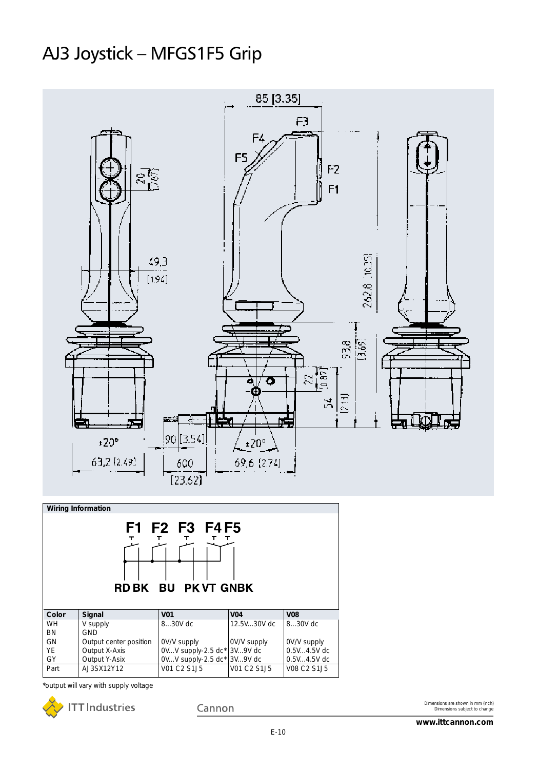# AJ3 Joystick – MFGS1F5 Grip

85 [3.35]

F3

F4

F5

F2

F1

20 [.787]

49.3 [1.94]

262.8 [10.35]

93.8 [3.69]

22 [0.87]

54 [2.13]

±20°

63.2 [2.49]

90 [3.54]

600 [23.62]

±20°

69.6 [2.74]

**Wiring Information**

F1 F2 F3 F4 F5

RD BK BU PK VT GN BK

| Color | Signal | V01 | V04 | V08 |
|---|---|---|---|---|
| WH | V supply | 8...30V dc | 12.5V...30V dc | 8...30V dc |
| BN | GND | | | |
| GN | Output center position | 0V/V supply | 0V/V supply | 0V/V supply |
| YE | Output X-Axis | 0V...V supply-2.5 dc* | 3V...9V dc | 0.5V...4.5V dc |
| GY | Output Y-Asix | 0V...V supply-2.5 dc* | 3V...9V dc | 0.5V...4.5V dc |
| Part | AJ3SX12Y12 | V01 C2 S1J5 | V01 C2 S1J5 | V08 C2 S1J5 |

*output will vary with supply voltage

Dimensions are shown in mm (inch)
Dimensions subject to change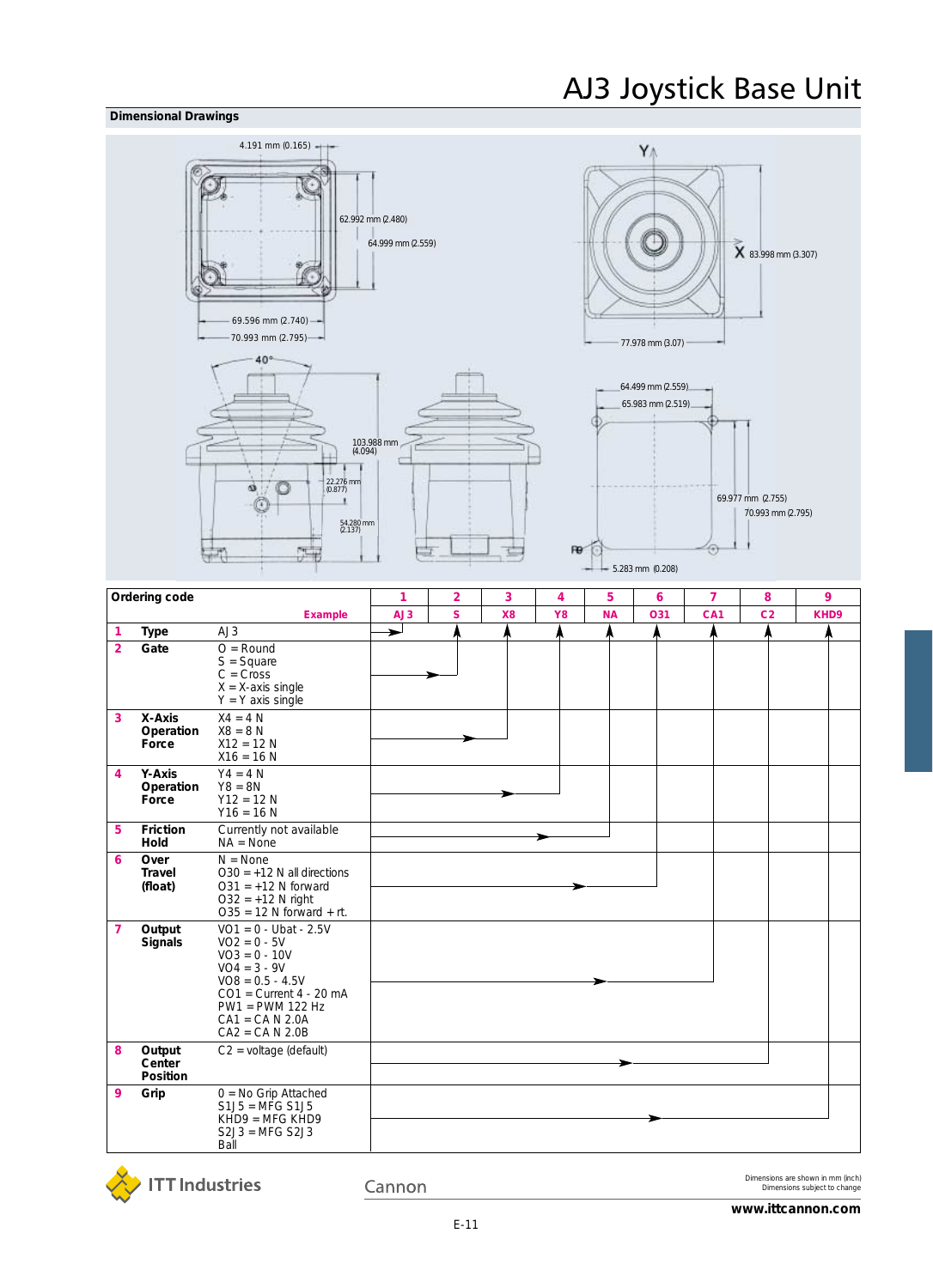# AJ3 Joystick Base Unit

## Dimensional Drawings

4.191 mm (0.165)
62.992 mm (2.480)
64.999 mm (2.559)
69.596 mm (2.740)
70.993 mm (2.795)

Y
X 83.998 mm (3.307)
77.978 mm (3.07)

40°
103.988 mm (4.094)
22.276 mm (0.877)
54.280 mm (2.137)

64.499 mm (2.559)
65.983 mm (2.519)
69.977 mm (2.755)
70.993 mm (2.795)
5.283 mm (0.208)

## Ordering code

| | | Example | 1 | 2 | 3 | 4 | 5 | 6 | 7 | 8 | 9 |
|---|---|---|---|---|---|---|---|---|---|---|---|
| | | | AJ3 | S | X8 | Y8 | NA | 031 | CA1 | C2 | KHD9 |
| 1 | Type | AJ3 | | | | | | | | | |
| 2 | Gate | O = Round<br>S = Square<br>C = Cross<br>X = X-axis single<br>Y = Y axis single | | | | | | | | | |
| 3 | X-Axis Operation Force | X4 = 4 N<br>X8 = 8 N<br>X12 = 12 N<br>X16 = 16 N | | | | | | | | | |
| 4 | Y-Axis Operation Force | Y4 = 4 N<br>Y8 = 8N<br>Y12 = 12 N<br>Y16 = 16 N | | | | | | | | | |
| 5 | Friction Hold | Currently not available<br>NA = None | | | | | | | | | |
| 6 | Over Travel (float) | N = None<br>030 = +12 N all directions<br>031 = +12 N forward<br>032 = +12 N right<br>035 = 12 N forward + rt. | | | | | | | | | |
| 7 | Output Signals | V01 = 0 - Ubat - 2.5V<br>V02 = 0 - 5V<br>V03 = 0 - 10V<br>V04 = 3 - 9V<br>V08 = 0.5 - 4.5V<br>C01 = Current 4 - 20 mA<br>PW1 = PWM 122 Hz<br>CA1 = CA N 2.0A<br>CA2 = CA N 2.0B | | | | | | | | | |
| 8 | Output Center Position | C2 = voltage (default) | | | | | | | | | |
| 9 | Grip | 0 = No Grip Attached<br>S1J5 = MFG S1J5<br>KHD9 = MFG KHD9<br>S2J3 = MFG S2J3<br>Ball | | | | | | | | | |

ITT Industries

Cannon

Dimensions are shown in mm (inch)
Dimensions subject to change

www.ittcannon.com